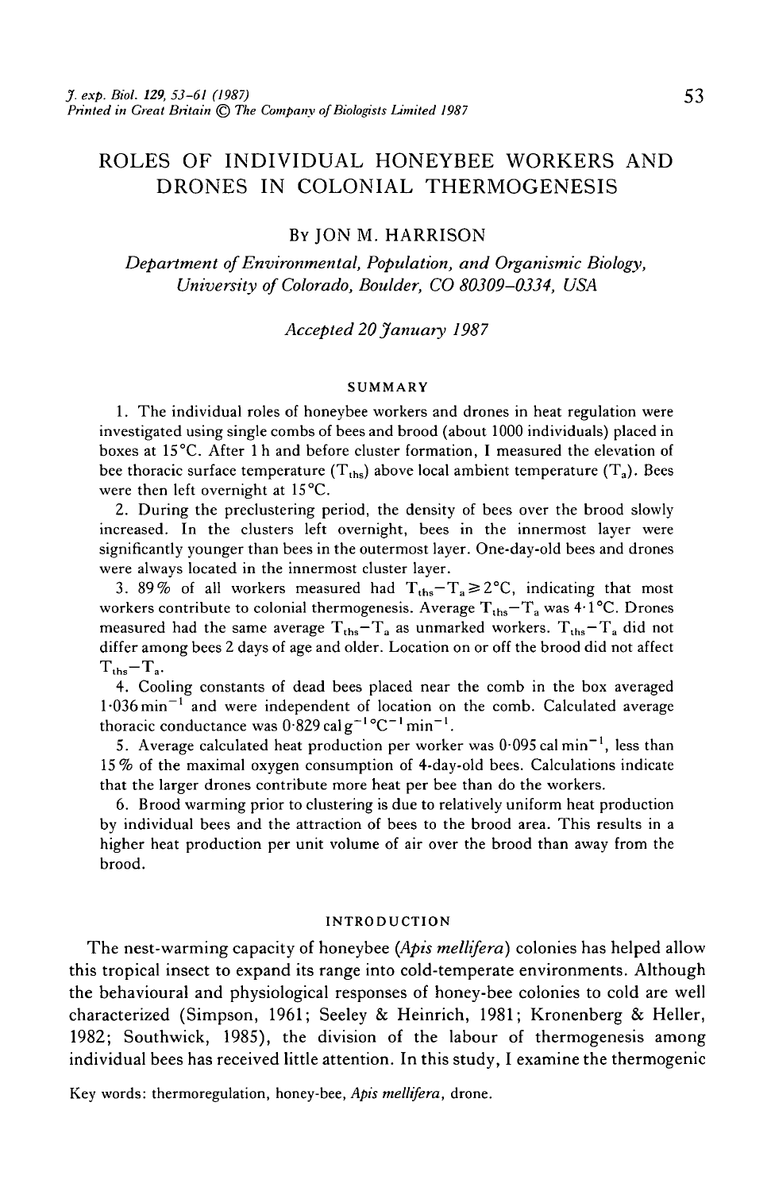# ROLES OF INDIVIDUAL HONEYBEE WORKERS AND DRONES IN COLONIAL THERMOGENESIS

By JON M. HARRISON

*Department of Environmental, Population, and Organismic Biology, University of Colorado, Boulder, CO 80309-0334, USA*

*Accepted 20 January 1987*

## SUMMARY

1. The individual roles of honeybee workers and drones in heat regulation were investigated using single combs of bees and brood (about 1000 individuals) placed in boxes at 15°C. After 1 h and before cluster formation, I measured the elevation of bee thoracic surface temperature ($T_{ths}$) above local ambient temperature ($T_a$). Bees were then left overnight at 15°C.

2. During the preclustering period, the density of bees over the brood slowly increased. In the clusters left overnight, bees in the innermost layer were significantly younger than bees in the outermost layer. One-day-old bees and drones were always located in the innermost cluster layer.

3. 89% of all workers measured had $T_{ths}-T_a \geq 2$°C, indicating that most workers contribute to colonial thermogenesis. Average $T_{ths}-T_a$ was 4·1°C. Drones measured had the same average $T_{ths}-T_a$ as unmarked workers. $T_{ths}-T_a$ did not differ among bees 2 days of age and older. Location on or off the brood did not affect $T_{ths}-T_a$.

4. Cooling constants of dead bees placed near the comb in the box averaged $1{\cdot}036\,\mathrm{min}^{-1}$ and were independent of location on the comb. Calculated average thoracic conductance was $0{\cdot}829\,\mathrm{cal\,g^{-1}\,°C^{-1}\,min^{-1}}$.

5. Average calculated heat production per worker was $0{\cdot}095\,\mathrm{cal\,min^{-1}}$, less than 15% of the maximal oxygen consumption of 4-day-old bees. Calculations indicate that the larger drones contribute more heat per bee than do the workers.

6. Brood warming prior to clustering is due to relatively uniform heat production by individual bees and the attraction of bees to the brood area. This results in a higher heat production per unit volume of air over the brood than away from the brood.

## INTRODUCTION

The nest-warming capacity of honeybee (*Apis mellifera*) colonies has helped allow this tropical insect to expand its range into cold-temperate environments. Although the behavioural and physiological responses of honey-bee colonies to cold are well characterized (Simpson, 1961; Seeley & Heinrich, 1981; Kronenberg & Heller, 1982; Southwick, 1985), the division of the labour of thermogenesis among individual bees has received little attention. In this study, I examine the thermogenic

Key words: thermoregulation, honey-bee, *Apis mellifera*, drone.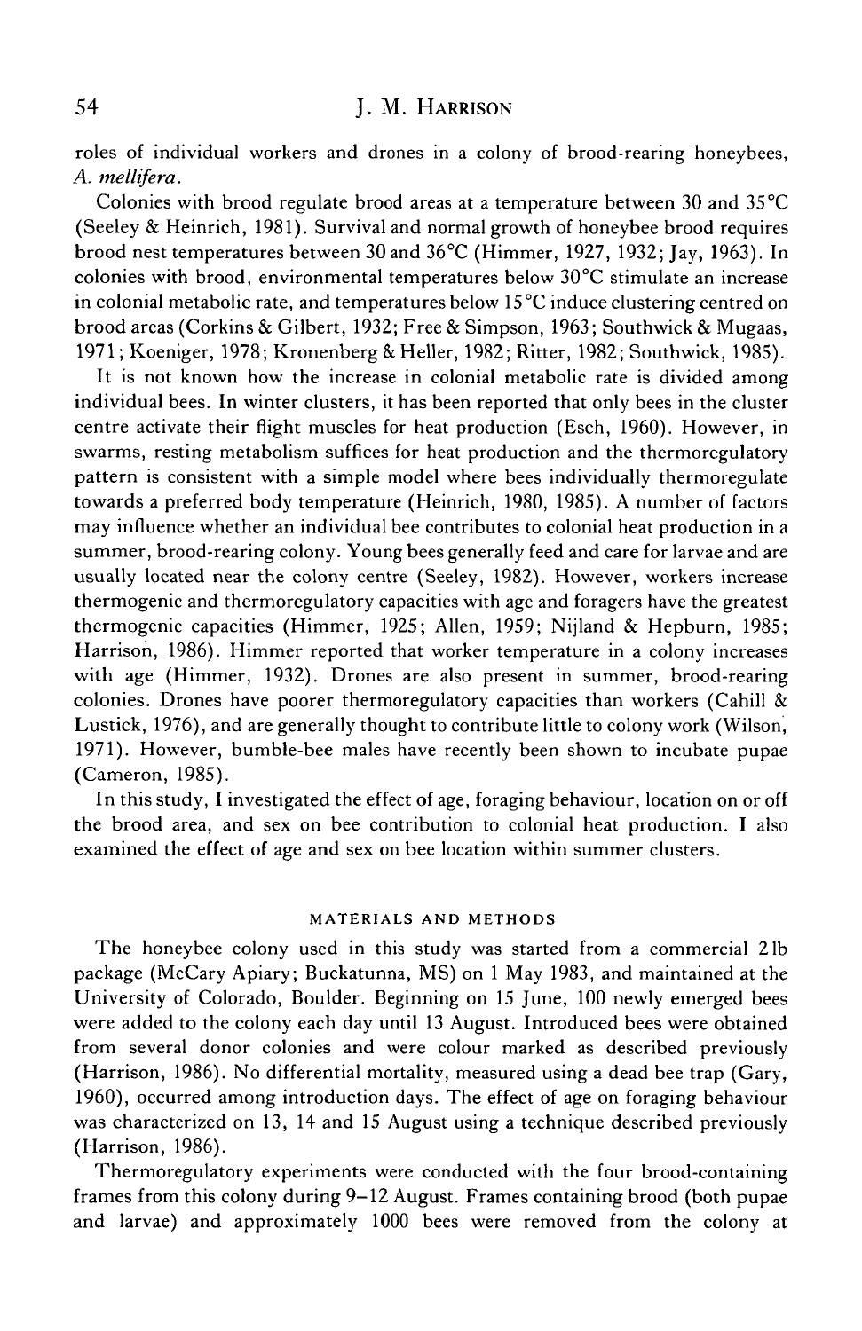roles of individual workers and drones in a colony of brood-rearing honeybees, *A. mellifera*.

Colonies with brood regulate brood areas at a temperature between 30 and 35 °C (Seeley & Heinrich, 1981). Survival and normal growth of honeybee brood requires brood nest temperatures between 30 and 36 °C (Himmer, 1927, 1932; Jay, 1963). In colonies with brood, environmental temperatures below 30 °C stimulate an increase in colonial metabolic rate, and temperatures below 15 °C induce clustering centred on brood areas (Corkins & Gilbert, 1932; Free & Simpson, 1963; Southwick & Mugaas, 1971; Koeniger, 1978; Kronenberg & Heller, 1982; Ritter, 1982; Southwick, 1985).

It is not known how the increase in colonial metabolic rate is divided among individual bees. In winter clusters, it has been reported that only bees in the cluster centre activate their flight muscles for heat production (Esch, 1960). However, in swarms, resting metabolism suffices for heat production and the thermoregulatory pattern is consistent with a simple model where bees individually thermoregulate towards a preferred body temperature (Heinrich, 1980, 1985). A number of factors may influence whether an individual bee contributes to colonial heat production in a summer, brood-rearing colony. Young bees generally feed and care for larvae and are usually located near the colony centre (Seeley, 1982). However, workers increase thermogenic and thermoregulatory capacities with age and foragers have the greatest thermogenic capacities (Himmer, 1925; Allen, 1959; Nijland & Hepburn, 1985; Harrison, 1986). Himmer reported that worker temperature in a colony increases with age (Himmer, 1932). Drones are also present in summer, brood-rearing colonies. Drones have poorer thermoregulatory capacities than workers (Cahill & Lustick, 1976), and are generally thought to contribute little to colony work (Wilson, 1971). However, bumble-bee males have recently been shown to incubate pupae (Cameron, 1985).

In this study, I investigated the effect of age, foraging behaviour, location on or off the brood area, and sex on bee contribution to colonial heat production. I also examined the effect of age and sex on bee location within summer clusters.

## MATERIALS AND METHODS

The honeybee colony used in this study was started from a commercial 2 lb package (McCary Apiary; Buckatunna, MS) on 1 May 1983, and maintained at the University of Colorado, Boulder. Beginning on 15 June, 100 newly emerged bees were added to the colony each day until 13 August. Introduced bees were obtained from several donor colonies and were colour marked as described previously (Harrison, 1986). No differential mortality, measured using a dead bee trap (Gary, 1960), occurred among introduction days. The effect of age on foraging behaviour was characterized on 13, 14 and 15 August using a technique described previously (Harrison, 1986).

Thermoregulatory experiments were conducted with the four brood-containing frames from this colony during 9–12 August. Frames containing brood (both pupae and larvae) and approximately 1000 bees were removed from the colony at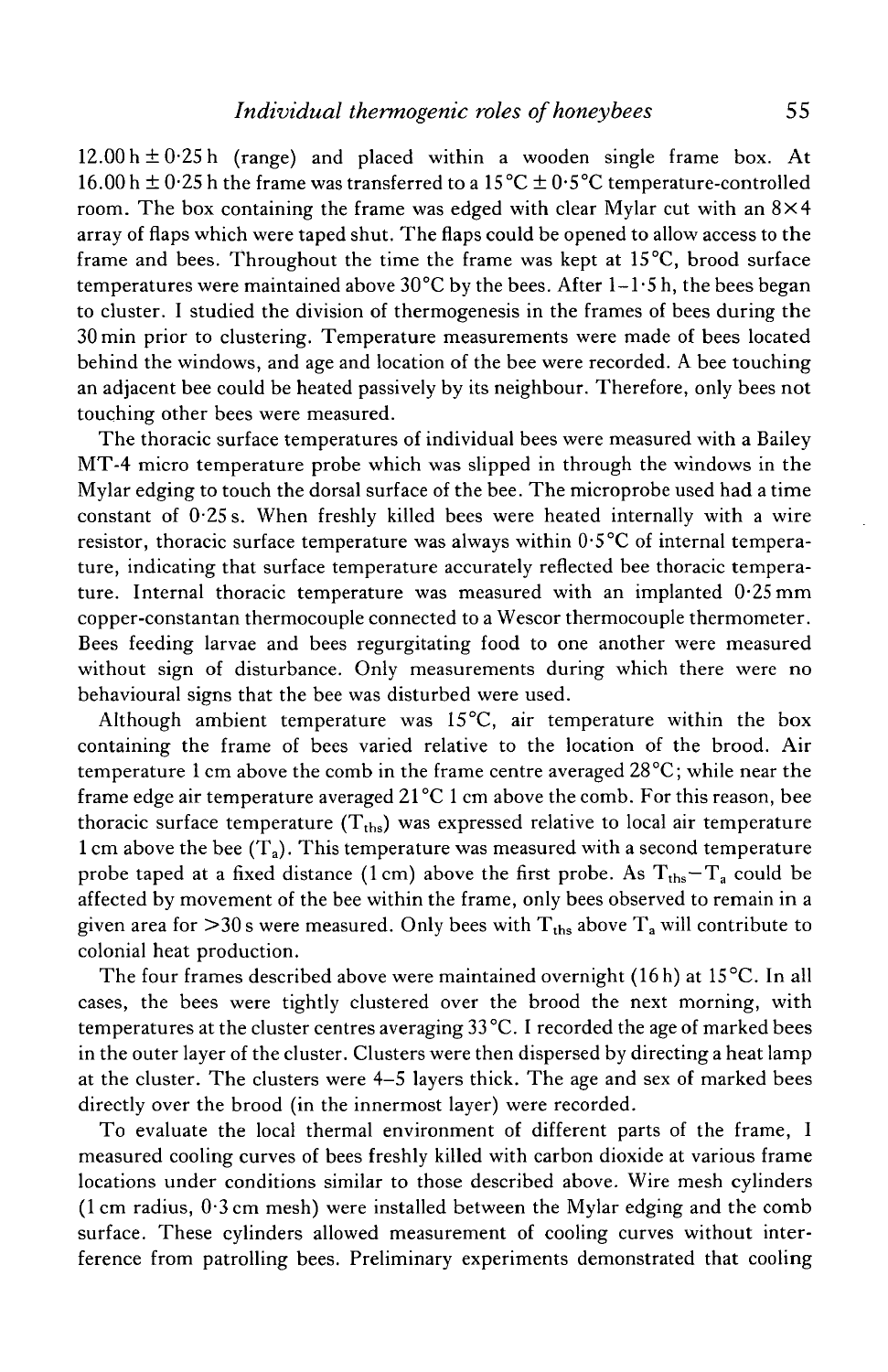12.00 h ± 0·25 h (range) and placed within a wooden single frame box. At 16.00 h ± 0·25 h the frame was transferred to a 15 °C ± 0·5 °C temperature-controlled room. The box containing the frame was edged with clear Mylar cut with an 8×4 array of flaps which were taped shut. The flaps could be opened to allow access to the frame and bees. Throughout the time the frame was kept at 15°C, brood surface temperatures were maintained above 30°C by the bees. After 1–1·5 h, the bees began to cluster. I studied the division of thermogenesis in the frames of bees during the 30 min prior to clustering. Temperature measurements were made of bees located behind the windows, and age and location of the bee were recorded. A bee touching an adjacent bee could be heated passively by its neighbour. Therefore, only bees not touching other bees were measured.

The thoracic surface temperatures of individual bees were measured with a Bailey MT-4 micro temperature probe which was slipped in through the windows in the Mylar edging to touch the dorsal surface of the bee. The microprobe used had a time constant of 0·25 s. When freshly killed bees were heated internally with a wire resistor, thoracic surface temperature was always within 0·5 °C of internal temperature, indicating that surface temperature accurately reflected bee thoracic temperature. Internal thoracic temperature was measured with an implanted 0·25 mm copper-constantan thermocouple connected to a Wescor thermocouple thermometer. Bees feeding larvae and bees regurgitating food to one another were measured without sign of disturbance. Only measurements during which there were no behavioural signs that the bee was disturbed were used.

Although ambient temperature was 15°C, air temperature within the box containing the frame of bees varied relative to the location of the brood. Air temperature 1 cm above the comb in the frame centre averaged 28°C; while near the frame edge air temperature averaged 21 °C 1 cm above the comb. For this reason, bee thoracic surface temperature ($T_{ths}$) was expressed relative to local air temperature 1 cm above the bee ($T_a$). This temperature was measured with a second temperature probe taped at a fixed distance (1 cm) above the first probe. As $T_{ths} - T_a$ could be affected by movement of the bee within the frame, only bees observed to remain in a given area for >30 s were measured. Only bees with $T_{ths}$ above $T_a$ will contribute to colonial heat production.

The four frames described above were maintained overnight (16 h) at 15°C. In all cases, the bees were tightly clustered over the brood the next morning, with temperatures at the cluster centres averaging 33 °C. I recorded the age of marked bees in the outer layer of the cluster. Clusters were then dispersed by directing a heat lamp at the cluster. The clusters were 4–5 layers thick. The age and sex of marked bees directly over the brood (in the innermost layer) were recorded.

To evaluate the local thermal environment of different parts of the frame, I measured cooling curves of bees freshly killed with carbon dioxide at various frame locations under conditions similar to those described above. Wire mesh cylinders (1 cm radius, 0·3 cm mesh) were installed between the Mylar edging and the comb surface. These cylinders allowed measurement of cooling curves without interference from patrolling bees. Preliminary experiments demonstrated that cooling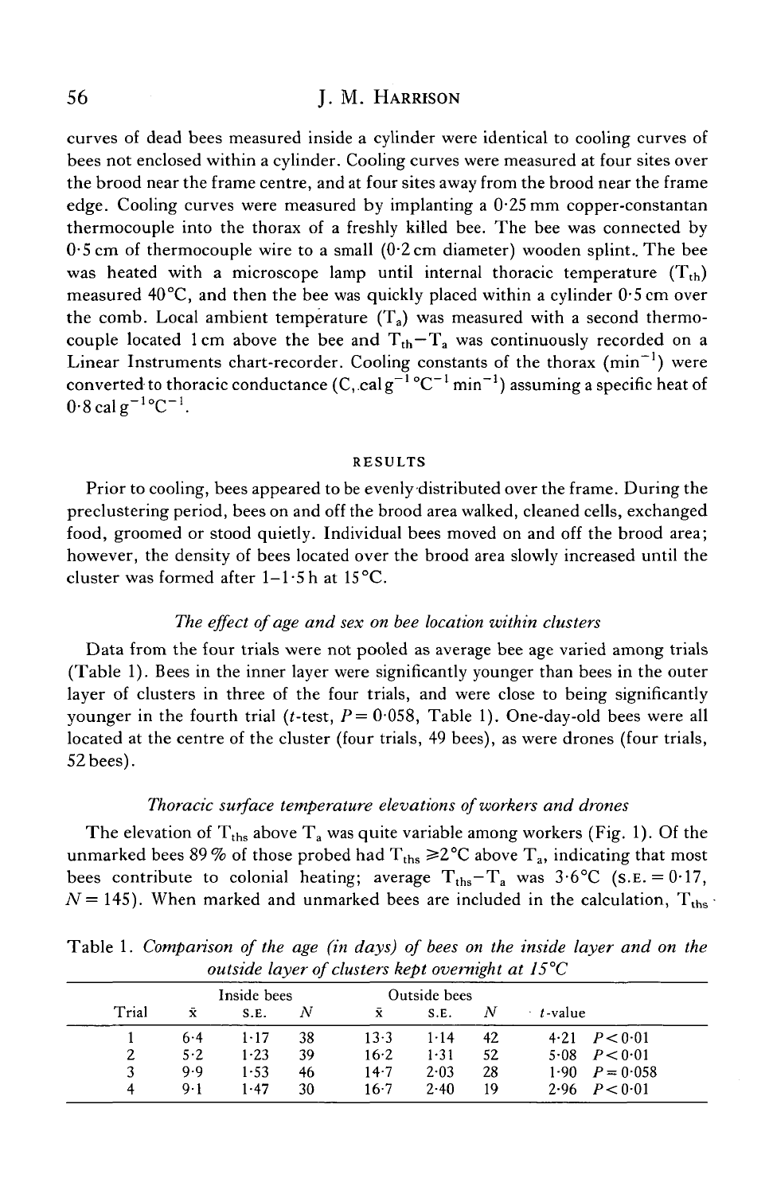curves of dead bees measured inside a cylinder were identical to cooling curves of bees not enclosed within a cylinder. Cooling curves were measured at four sites over the brood near the frame centre, and at four sites away from the brood near the frame edge. Cooling curves were measured by implanting a 0·25 mm copper-constantan thermocouple into the thorax of a freshly killed bee. The bee was connected by 0·5 cm of thermocouple wire to a small (0·2 cm diameter) wooden splint. The bee was heated with a microscope lamp until internal thoracic temperature ($T_{th}$) measured 40 °C, and then the bee was quickly placed within a cylinder 0·5 cm over the comb. Local ambient temperature ($T_a$) was measured with a second thermocouple located 1 cm above the bee and $T_{th}-T_a$ was continuously recorded on a Linear Instruments chart-recorder. Cooling constants of the thorax ($min^{-1}$) were converted to thoracic conductance (C, cal $g^{-1}$ °$C^{-1}$ $min^{-1}$) assuming a specific heat of 0·8 cal $g^{-1}$°$C^{-1}$.

## RESULTS

Prior to cooling, bees appeared to be evenly distributed over the frame. During the preclustering period, bees on and off the brood area walked, cleaned cells, exchanged food, groomed or stood quietly. Individual bees moved on and off the brood area; however, the density of bees located over the brood area slowly increased until the cluster was formed after 1–1·5 h at 15 °C.

### *The effect of age and sex on bee location within clusters*

Data from the four trials were not pooled as average bee age varied among trials (Table 1). Bees in the inner layer were significantly younger than bees in the outer layer of clusters in three of the four trials, and were close to being significantly younger in the fourth trial (*t*-test, $P = 0·058$, Table 1). One-day-old bees were all located at the centre of the cluster (four trials, 49 bees), as were drones (four trials, 52 bees).

### *Thoracic surface temperature elevations of workers and drones*

The elevation of $T_{ths}$ above $T_a$ was quite variable among workers (Fig. 1). Of the unmarked bees 89 % of those probed had $T_{ths}$ ≥2 °C above $T_a$, indicating that most bees contribute to colonial heating; average $T_{ths}-T_a$ was 3·6 °C (S.E. = 0·17, $N = 145$). When marked and unmarked bees are included in the calculation, $T_{ths}$

Table 1. *Comparison of the age (in days) of bees on the inside layer and on the outside layer of clusters kept overnight at 15 °C*

| Trial | Inside bees x̄ | S.E. | N | Outside bees x̄ | S.E. | N | t-value | |
|---|---|---|---|---|---|---|---|---|
| 1 | 6·4 | 1·17 | 38 | 13·3 | 1·14 | 42 | 4·21 | $P < 0·01$ |
| 2 | 5·2 | 1·23 | 39 | 16·2 | 1·31 | 52 | 5·08 | $P < 0·01$ |
| 3 | 9·9 | 1·53 | 46 | 14·7 | 2·03 | 28 | 1·90 | $P = 0·058$ |
| 4 | 9·1 | 1·47 | 30 | 16·7 | 2·40 | 19 | 2·96 | $P < 0·01$ |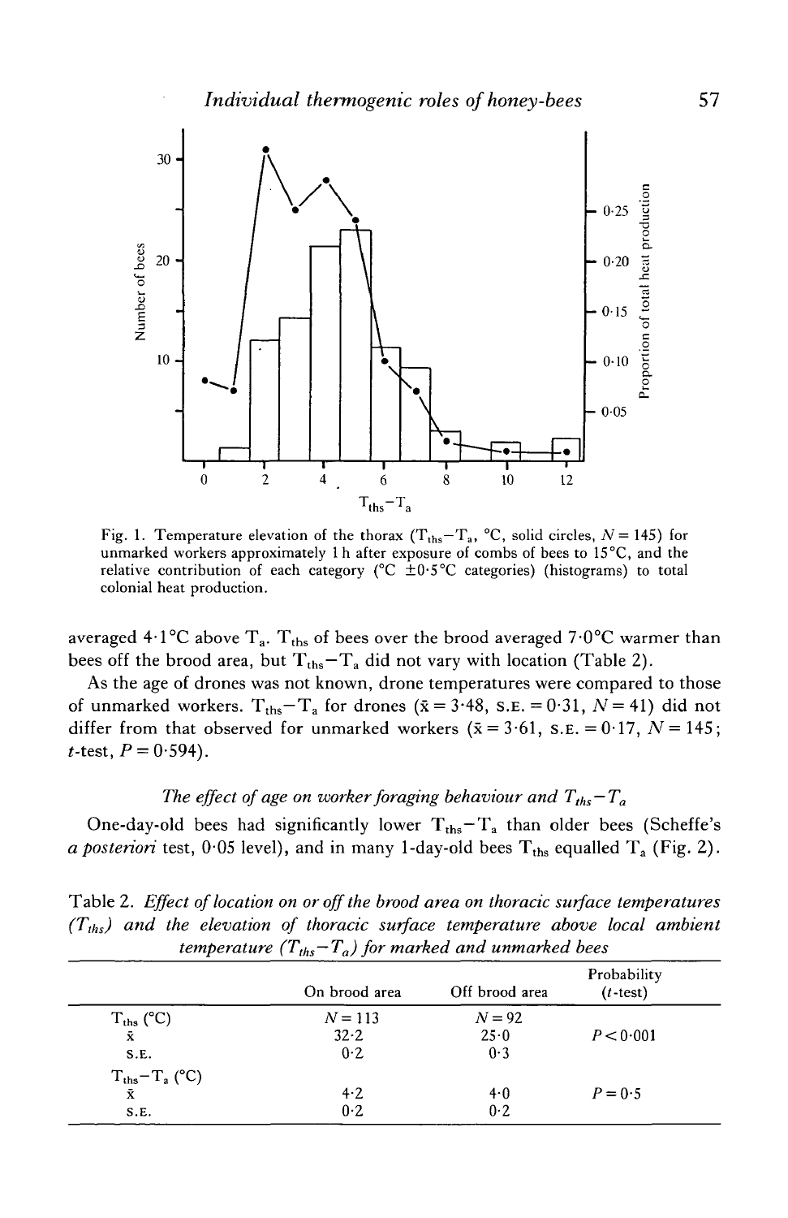Fig. 1. Temperature elevation of the thorax ($T_{ths}-T_a$, °C, solid circles, $N = 145$) for unmarked workers approximately 1 h after exposure of combs of bees to 15°C, and the relative contribution of each category (°C ±0·5°C categories) (histograms) to total colonial heat production.

averaged 4·1°C above $T_a$. $T_{ths}$ of bees over the brood averaged 7·0°C warmer than bees off the brood area, but $T_{ths}-T_a$ did not vary with location (Table 2).

As the age of drones was not known, drone temperatures were compared to those of unmarked workers. $T_{ths}-T_a$ for drones ($\bar{x} = 3·48$, S.E. $= 0·31$, $N = 41$) did not differ from that observed for unmarked workers ($\bar{x} = 3·61$, S.E. $= 0·17$, $N = 145$; $t$-test, $P = 0·594$).

### *The effect of age on worker foraging behaviour and $T_{ths}-T_a$*

One-day-old bees had significantly lower $T_{ths}-T_a$ than older bees (Scheffe's *a posteriori* test, 0·05 level), and in many 1-day-old bees $T_{ths}$ equalled $T_a$ (Fig. 2).

Table 2. *Effect of location on or off the brood area on thoracic surface temperatures ($T_{ths}$) and the elevation of thoracic surface temperature above local ambient temperature ($T_{ths}-T_a$) for marked and unmarked bees*

| | On brood area | Off brood area | Probability ($t$-test) |
|---|---|---|---|
| $T_{ths}$ (°C) | $N = 113$ | $N = 92$ | |
| $\bar{x}$ | 32·2 | 25·0 | $P < 0·001$ |
| S.E. | 0·2 | 0·3 | |
| $T_{ths}-T_a$ (°C) | | | |
| $\bar{x}$ | 4·2 | 4·0 | $P = 0·5$ |
| S.E. | 0·2 | 0·2 | |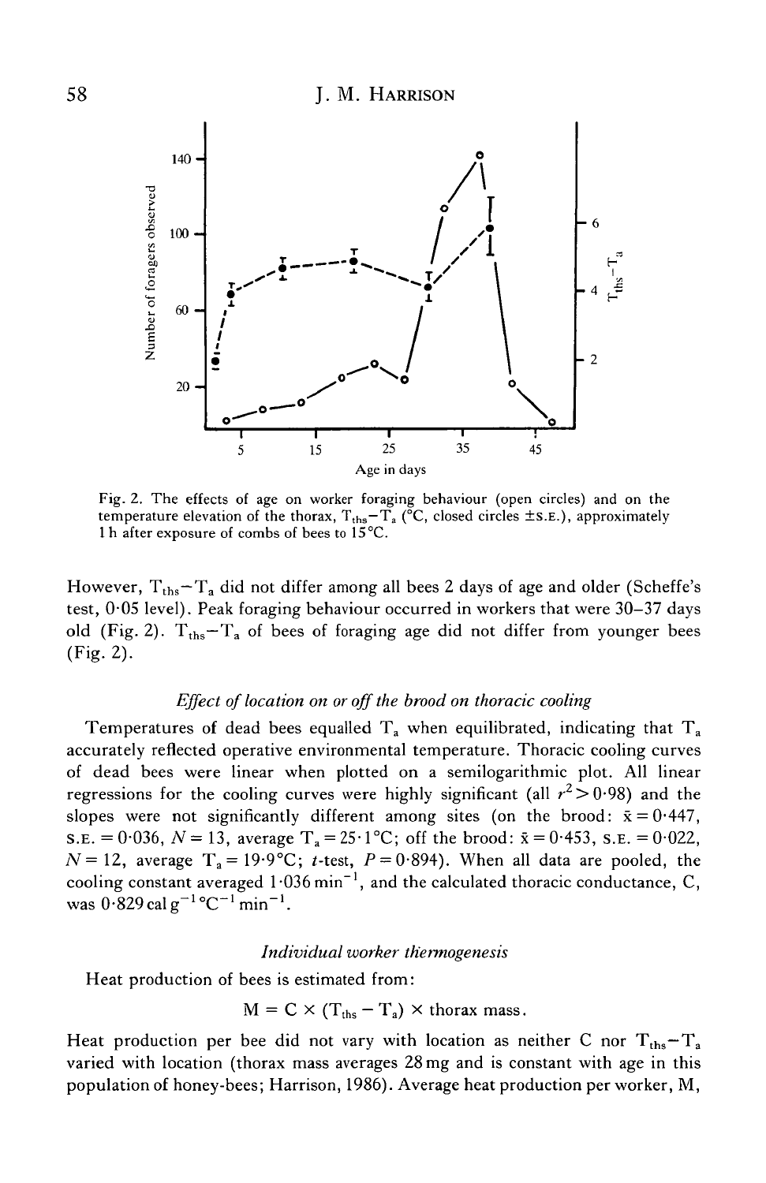Fig. 2. The effects of age on worker foraging behaviour (open circles) and on the temperature elevation of the thorax, $T_{ths}-T_a$ (°C, closed circles ±S.E.), approximately 1 h after exposure of combs of bees to 15 °C.

However, $T_{ths}-T_a$ did not differ among all bees 2 days of age and older (Scheffe's test, 0·05 level). Peak foraging behaviour occurred in workers that were 30–37 days old (Fig. 2). $T_{ths}-T_a$ of bees of foraging age did not differ from younger bees (Fig. 2).

### *Effect of location on or off the brood on thoracic cooling*

Temperatures of dead bees equalled $T_a$ when equilibrated, indicating that $T_a$ accurately reflected operative environmental temperature. Thoracic cooling curves of dead bees were linear when plotted on a semilogarithmic plot. All linear regressions for the cooling curves were highly significant (all $r^2 > 0·98$) and the slopes were not significantly different among sites (on the brood: $\bar{x} = 0·447$, S.E. = 0·036, $N = 13$, average $T_a = 25·1$ °C; off the brood: $\bar{x} = 0·453$, S.E. = 0·022, $N = 12$, average $T_a = 19·9$ °C; $t$-test, $P = 0·894$). When all data are pooled, the cooling constant averaged 1·036 $\text{min}^{-1}$, and the calculated thoracic conductance, C, was 0·829 cal $\text{g}^{-1}$ °$\text{C}^{-1}$ $\text{min}^{-1}$.

### *Individual worker thermogenesis*

Heat production of bees is estimated from:

$$M = C \times (T_{ths} - T_a) \times \text{thorax mass}.$$

Heat production per bee did not vary with location as neither C nor $T_{ths}-T_a$ varied with location (thorax mass averages 28 mg and is constant with age in this population of honey-bees; Harrison, 1986). Average heat production per worker, M,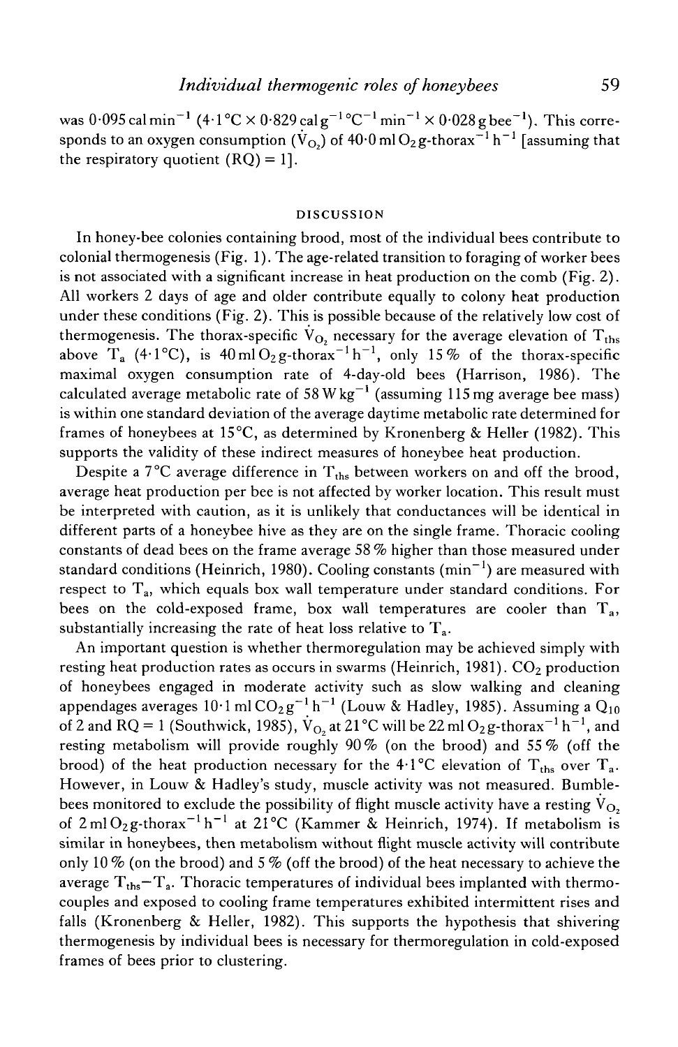was 0·095 cal min$^{-1}$ (4·1 °C × 0·829 cal g$^{-1}$ °C$^{-1}$ min$^{-1}$ × 0·028 g bee$^{-1}$). This corresponds to an oxygen consumption ($\dot{V}_{O_2}$) of 40·0 ml $O_2$ g-thorax$^{-1}$ h$^{-1}$ [assuming that the respiratory quotient (RQ) = 1].

## DISCUSSION

In honey-bee colonies containing brood, most of the individual bees contribute to colonial thermogenesis (Fig. 1). The age-related transition to foraging of worker bees is not associated with a significant increase in heat production on the comb (Fig. 2). All workers 2 days of age and older contribute equally to colony heat production under these conditions (Fig. 2). This is possible because of the relatively low cost of thermogenesis. The thorax-specific $\dot{V}_{O_2}$ necessary for the average elevation of $T_{ths}$ above $T_a$ (4·1 °C), is 40 ml $O_2$ g-thorax$^{-1}$ h$^{-1}$, only 15 % of the thorax-specific maximal oxygen consumption rate of 4-day-old bees (Harrison, 1986). The calculated average metabolic rate of 58 W kg$^{-1}$ (assuming 115 mg average bee mass) is within one standard deviation of the average daytime metabolic rate determined for frames of honeybees at 15 °C, as determined by Kronenberg & Heller (1982). This supports the validity of these indirect measures of honeybee heat production.

Despite a 7 °C average difference in $T_{ths}$ between workers on and off the brood, average heat production per bee is not affected by worker location. This result must be interpreted with caution, as it is unlikely that conductances will be identical in different parts of a honeybee hive as they are on the single frame. Thoracic cooling constants of dead bees on the frame average 58 % higher than those measured under standard conditions (Heinrich, 1980). Cooling constants (min$^{-1}$) are measured with respect to $T_a$, which equals box wall temperature under standard conditions. For bees on the cold-exposed frame, box wall temperatures are cooler than $T_a$, substantially increasing the rate of heat loss relative to $T_a$.

An important question is whether thermoregulation may be achieved simply with resting heat production rates as occurs in swarms (Heinrich, 1981). $CO_2$ production of honeybees engaged in moderate activity such as slow walking and cleaning appendages averages 10·1 ml $CO_2$ g$^{-1}$ h$^{-1}$ (Louw & Hadley, 1985). Assuming a $Q_{10}$ of 2 and RQ = 1 (Southwick, 1985), $\dot{V}_{O_2}$ at 21 °C will be 22 ml $O_2$ g-thorax$^{-1}$ h$^{-1}$, and resting metabolism will provide roughly 90 % (on the brood) and 55 % (off the brood) of the heat production necessary for the 4·1 °C elevation of $T_{ths}$ over $T_a$. However, in Louw & Hadley's study, muscle activity was not measured. Bumblebees monitored to exclude the possibility of flight muscle activity have a resting $\dot{V}_{O_2}$ of 2 ml $O_2$ g-thorax$^{-1}$ h$^{-1}$ at 21 °C (Kammer & Heinrich, 1974). If metabolism is similar in honeybees, then metabolism without flight muscle activity will contribute only 10 % (on the brood) and 5 % (off the brood) of the heat necessary to achieve the average $T_{ths}-T_a$. Thoracic temperatures of individual bees implanted with thermocouples and exposed to cooling frame temperatures exhibited intermittent rises and falls (Kronenberg & Heller, 1982). This supports the hypothesis that shivering thermogenesis by individual bees is necessary for thermoregulation in cold-exposed frames of bees prior to clustering.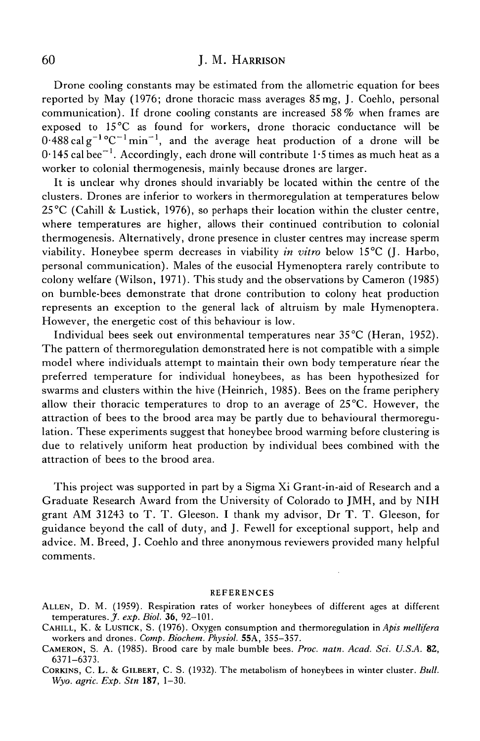Drone cooling constants may be estimated from the allometric equation for bees reported by May (1976; drone thoracic mass averages 85 mg, J. Coehlo, personal communication). If drone cooling constants are increased 58 % when frames are exposed to 15 °C as found for workers, drone thoracic conductance will be $0{\cdot}488\,\mathrm{cal\,g^{-1}\,{}^{\circ}C^{-1}\,min^{-1}}$, and the average heat production of a drone will be $0{\cdot}145\,\mathrm{cal\,bee^{-1}}$. Accordingly, each drone will contribute 1·5 times as much heat as a worker to colonial thermogenesis, mainly because drones are larger.

It is unclear why drones should invariably be located within the centre of the clusters. Drones are inferior to workers in thermoregulation at temperatures below 25 °C (Cahill & Lustick, 1976), so perhaps their location within the cluster centre, where temperatures are higher, allows their continued contribution to colonial thermogenesis. Alternatively, drone presence in cluster centres may increase sperm viability. Honeybee sperm decreases in viability *in vitro* below 15 °C (J. Harbo, personal communication). Males of the eusocial Hymenoptera rarely contribute to colony welfare (Wilson, 1971). This study and the observations by Cameron (1985) on bumble-bees demonstrate that drone contribution to colony heat production represents an exception to the general lack of altruism by male Hymenoptera. However, the energetic cost of this behaviour is low.

Individual bees seek out environmental temperatures near 35 °C (Heran, 1952). The pattern of thermoregulation demonstrated here is not compatible with a simple model where individuals attempt to maintain their own body temperature near the preferred temperature for individual honeybees, as has been hypothesized for swarms and clusters within the hive (Heinrich, 1985). Bees on the frame periphery allow their thoracic temperatures to drop to an average of 25 °C. However, the attraction of bees to the brood area may be partly due to behavioural thermoregulation. These experiments suggest that honeybee brood warming before clustering is due to relatively uniform heat production by individual bees combined with the attraction of bees to the brood area.

This project was supported in part by a Sigma Xi Grant-in-aid of Research and a Graduate Research Award from the University of Colorado to JMH, and by NIH grant AM 31243 to T. T. Gleeson. I thank my advisor, Dr T. T. Gleeson, for guidance beyond the call of duty, and J. Fewell for exceptional support, help and advice. M. Breed, J. Coehlo and three anonymous reviewers provided many helpful comments.

## REFERENCES

Allen, D. M. (1959). Respiration rates of worker honeybees of different ages at different temperatures. *J. exp. Biol.* **36**, 92–101.

Cahill, K. & Lustick, S. (1976). Oxygen consumption and thermoregulation in *Apis mellifera* workers and drones. *Comp. Biochem. Physiol.* **55A**, 355–357.

Cameron, S. A. (1985). Brood care by male bumble bees. *Proc. natn. Acad. Sci. U.S.A.* **82**, 6371–6373.

Corkins, C. L. & Gilbert, C. S. (1932). The metabolism of honeybees in winter cluster. *Bull. Wyo. agric. Exp. Stn* **187**, 1–30.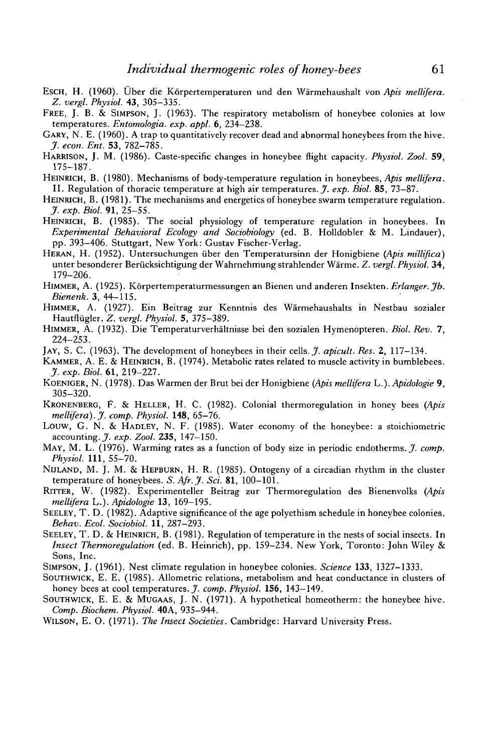Esch, H. (1960). Über die Körpertemperaturen und den Wärmehaushalt von *Apis mellifera*. *Z. vergl. Physiol.* **43**, 305–335.

Free, J. B. & Simpson, J. (1963). The respiratory metabolism of honeybee colonies at low temperatures. *Entomologia. exp. appl.* **6**, 234–238.

Gary, N. E. (1960). A trap to quantitatively recover dead and abnormal honeybees from the hive. *J. econ. Ent.* **53**, 782–785.

Harrison, J. M. (1986). Caste-specific changes in honeybee flight capacity. *Physiol. Zool.* **59**, 175–187.

Heinrich, B. (1980). Mechanisms of body-temperature regulation in honeybees, *Apis mellifera*. II. Regulation of thoracic temperature at high air temperatures. *J. exp. Biol.* **85**, 73–87.

Heinrich, B. (1981). The mechanisms and energetics of honeybee swarm temperature regulation. *J. exp. Biol.* **91**, 25–55.

Heinrich, B. (1985). The social physiology of temperature regulation in honeybees. In *Experimental Behavioral Ecology and Sociobiology* (ed. B. Holldobler & M. Lindauer), pp. 393–406. Stuttgart, New York: Gustav Fischer-Verlag.

Heran, H. (1952). Untersuchungen über den Temperatursinn der Honigbiene (*Apis millifica*) unter besonderer Berücksichtigung der Wahrnehmung strahlender Wärme. *Z. vergl. Physiol.* **34**, 179–206.

Himmer, A. (1925). Körpertemperaturmessungen an Bienen und anderen Insekten. *Erlanger. Jb. Bienenk.* **3**, 44–115.

Himmer, A. (1927). Ein Beitrag zur Kenntnis des Wärmehaushalts in Nestbau sozialer Hautflügler. *Z. vergl. Physiol.* **5**, 375–389.

Himmer, A. (1932). Die Temperaturverhältnisse bei den sozialen Hymenopteren. *Biol. Rev.* **7**, 224–253.

Jay, S. C. (1963). The development of honeybees in their cells. *J. apicult. Res.* **2**, 117–134.

Kammer, A. E. & Heinrich, B. (1974). Metabolic rates related to muscle activity in bumblebees. *J. exp. Biol.* **61**, 219–227.

Koeniger, N. (1978). Das Warmen der Brut bei der Honigbiene (*Apis mellifera* L.). *Apidologie* **9**, 305–320.

Kronenberg, F. & Heller, H. C. (1982). Colonial thermoregulation in honey bees (*Apis mellifera*). *J. comp. Physiol.* **148**, 65–76.

Louw, G. N. & Hadley, N. F. (1985). Water economy of the honeybee: a stoichiometric accounting. *J. exp. Zool.* **235**, 147–150.

May, M. L. (1976). Warming rates as a function of body size in periodic endotherms. *J. comp. Physiol.* **111**, 55–70.

Nijland, M. J. M. & Hepburn, H. R. (1985). Ontogeny of a circadian rhythm in the cluster temperature of honeybees. *S. Afr. J. Sci.* **81**, 100–101.

Ritter, W. (1982). Experimenteller Beitrag zur Thermoregulation des Bienenvolks (*Apis mellifera* L.). *Apidologie* **13**, 169–195.

Seeley, T. D. (1982). Adaptive significance of the age polyethism schedule in honeybee colonies. *Behav. Ecol. Sociobiol.* **11**, 287–293.

Seeley, T. D. & Heinrich, B. (1981). Regulation of temperature in the nests of social insects. In *Insect Thermoregulation* (ed. B. Heinrich), pp. 159–234. New York, Toronto: John Wiley & Sons, Inc.

Simpson, J. (1961). Nest climate regulation in honeybee colonies. *Science* **133**, 1327–1333.

Southwick, E. E. (1985). Allometric relations, metabolism and heat conductance in clusters of honey bees at cool temperatures. *J. comp. Physiol.* **156**, 143–149.

Southwick, E. E. & Mugaas, J. N. (1971). A hypothetical homeotherm: the honeybee hive. *Comp. Biochem. Physiol.* **40A**, 935–944.

Wilson, E. O. (1971). *The Insect Societies*. Cambridge: Harvard University Press.